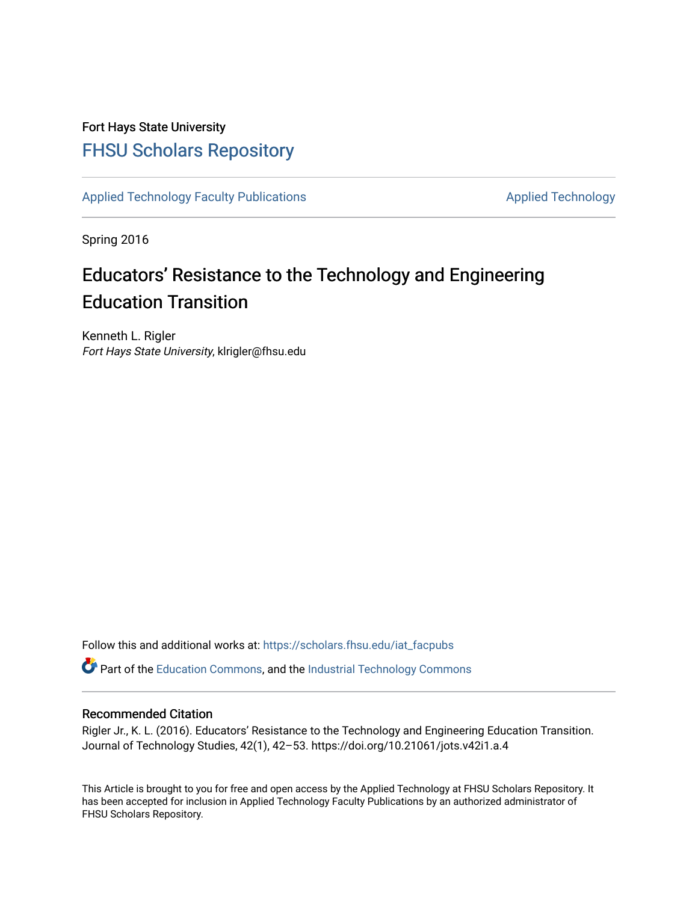Fort Hays State University

# FHSU Scholars Repository

Applied Technology Faculty Publications

Applied Technology

Spring 2016

## Educators' Resistance to the Technology and Engineering Education Transition

Kenneth L. Rigler
*Fort Hays State University*, klrigler@fhsu.edu

Follow this and additional works at: https://scholars.fhsu.edu/iat_facpubs

Part of the Education Commons, and the Industrial Technology Commons

### Recommended Citation

Rigler Jr., K. L. (2016). Educators' Resistance to the Technology and Engineering Education Transition. Journal of Technology Studies, 42(1), 42–53. https://doi.org/10.21061/jots.v42i1.a.4

This Article is brought to you for free and open access by the Applied Technology at FHSU Scholars Repository. It has been accepted for inclusion in Applied Technology Faculty Publications by an authorized administrator of FHSU Scholars Repository.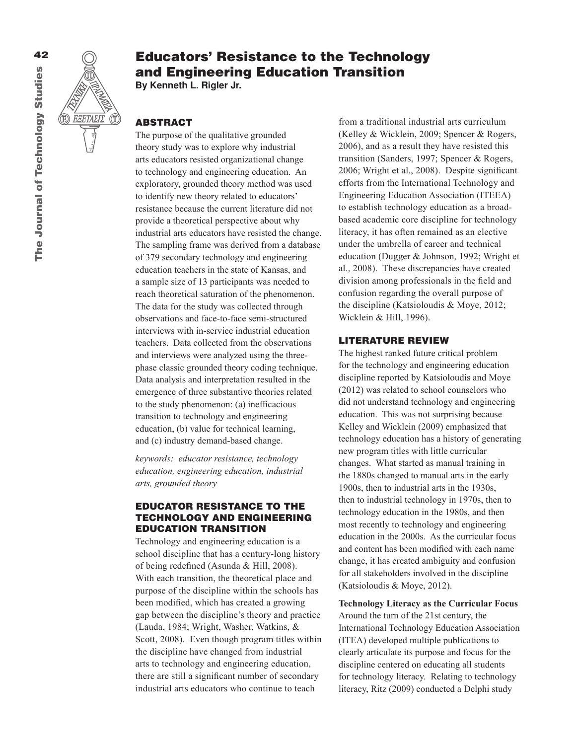# Educators' Resistance to the Technology and Engineering Education Transition

**By Kenneth L. Rigler Jr.**

## ABSTRACT

The purpose of the qualitative grounded theory study was to explore why industrial arts educators resisted organizational change to technology and engineering education. An exploratory, grounded theory method was used to identify new theory related to educators' resistance because the current literature did not provide a theoretical perspective about why industrial arts educators have resisted the change. The sampling frame was derived from a database of 379 secondary technology and engineering education teachers in the state of Kansas, and a sample size of 13 participants was needed to reach theoretical saturation of the phenomenon. The data for the study was collected through observations and face-to-face semi-structured interviews with in-service industrial education teachers. Data collected from the observations and interviews were analyzed using the three-phase classic grounded theory coding technique. Data analysis and interpretation resulted in the emergence of three substantive theories related to the study phenomenon: (a) inefficacious transition to technology and engineering education, (b) value for technical learning, and (c) industry demand-based change.

*keywords: educator resistance, technology education, engineering education, industrial arts, grounded theory*

## EDUCATOR RESISTANCE TO THE TECHNOLOGY AND ENGINEERING EDUCATION TRANSITION

Technology and engineering education is a school discipline that has a century-long history of being redefined (Asunda & Hill, 2008). With each transition, the theoretical place and purpose of the discipline within the schools has been modified, which has created a growing gap between the discipline's theory and practice (Lauda, 1984; Wright, Washer, Watkins, & Scott, 2008). Even though program titles within the discipline have changed from industrial arts to technology and engineering education, there are still a significant number of secondary industrial arts educators who continue to teach from a traditional industrial arts curriculum (Kelley & Wicklein, 2009; Spencer & Rogers, 2006), and as a result they have resisted this transition (Sanders, 1997; Spencer & Rogers, 2006; Wright et al., 2008). Despite significant efforts from the International Technology and Engineering Education Association (ITEEA) to establish technology education as a broad-based academic core discipline for technology literacy, it has often remained as an elective under the umbrella of career and technical education (Dugger & Johnson, 1992; Wright et al., 2008). These discrepancies have created division among professionals in the field and confusion regarding the overall purpose of the discipline (Katsioloudis & Moye, 2012; Wicklein & Hill, 1996).

## LITERATURE REVIEW

The highest ranked future critical problem for the technology and engineering education discipline reported by Katsioloudis and Moye (2012) was related to school counselors who did not understand technology and engineering education. This was not surprising because Kelley and Wicklein (2009) emphasized that technology education has a history of generating new program titles with little curricular changes. What started as manual training in the 1880s changed to manual arts in the early 1900s, then to industrial arts in the 1930s, then to industrial technology in 1970s, then to technology education in the 1980s, and then most recently to technology and engineering education in the 2000s. As the curricular focus and content has been modified with each name change, it has created ambiguity and confusion for all stakeholders involved in the discipline (Katsioloudis & Moye, 2012).

### Technology Literacy as the Curricular Focus

Around the turn of the 21st century, the International Technology Education Association (ITEA) developed multiple publications to clearly articulate its purpose and focus for the discipline centered on educating all students for technology literacy. Relating to technology literacy, Ritz (2009) conducted a Delphi study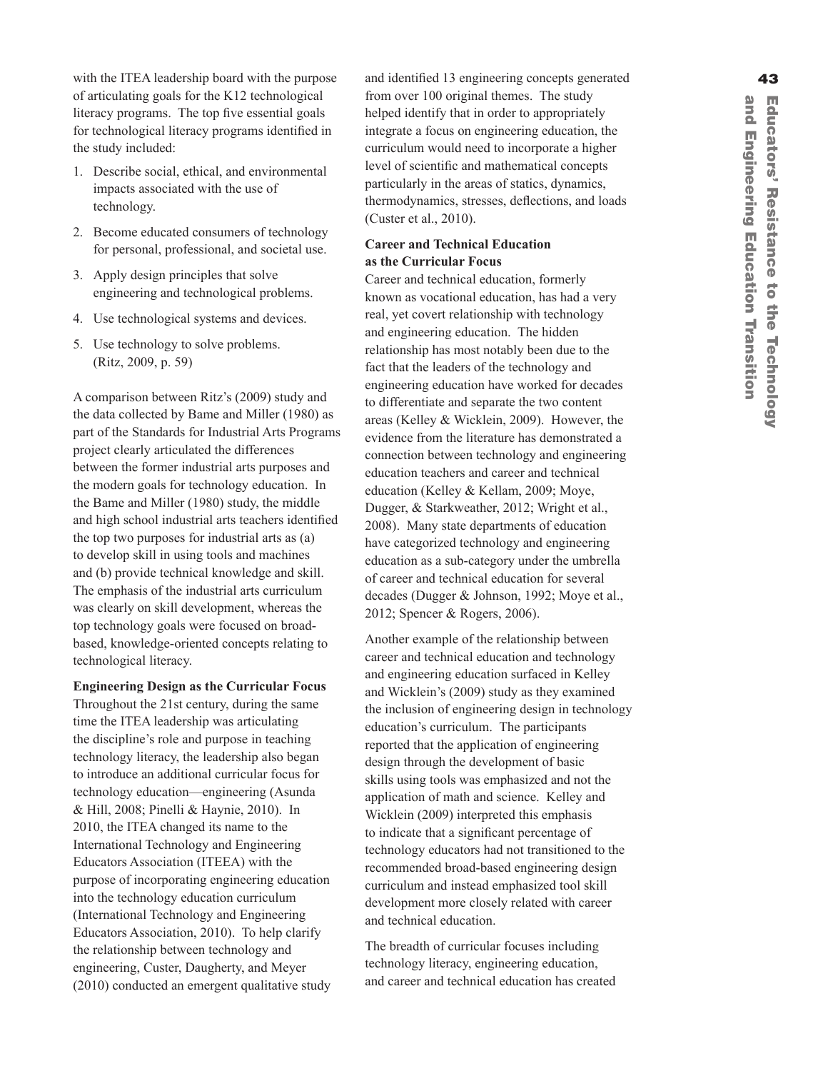with the ITEA leadership board with the purpose of articulating goals for the K12 technological literacy programs. The top five essential goals for technological literacy programs identified in the study included:

1. Describe social, ethical, and environmental impacts associated with the use of technology.
2. Become educated consumers of technology for personal, professional, and societal use.
3. Apply design principles that solve engineering and technological problems.
4. Use technological systems and devices.
5. Use technology to solve problems. (Ritz, 2009, p. 59)

A comparison between Ritz's (2009) study and the data collected by Bame and Miller (1980) as part of the Standards for Industrial Arts Programs project clearly articulated the differences between the former industrial arts purposes and the modern goals for technology education. In the Bame and Miller (1980) study, the middle and high school industrial arts teachers identified the top two purposes for industrial arts as (a) to develop skill in using tools and machines and (b) provide technical knowledge and skill. The emphasis of the industrial arts curriculum was clearly on skill development, whereas the top technology goals were focused on broad-based, knowledge-oriented concepts relating to technological literacy.

**Engineering Design as the Curricular Focus**

Throughout the 21st century, during the same time the ITEA leadership was articulating the discipline's role and purpose in teaching technology literacy, the leadership also began to introduce an additional curricular focus for technology education—engineering (Asunda & Hill, 2008; Pinelli & Haynie, 2010). In 2010, the ITEA changed its name to the International Technology and Engineering Educators Association (ITEEA) with the purpose of incorporating engineering education into the technology education curriculum (International Technology and Engineering Educators Association, 2010). To help clarify the relationship between technology and engineering, Custer, Daugherty, and Meyer (2010) conducted an emergent qualitative study and identified 13 engineering concepts generated from over 100 original themes. The study helped identify that in order to appropriately integrate a focus on engineering education, the curriculum would need to incorporate a higher level of scientific and mathematical concepts particularly in the areas of statics, dynamics, thermodynamics, stresses, deflections, and loads (Custer et al., 2010).

**Career and Technical Education as the Curricular Focus**

Career and technical education, formerly known as vocational education, has had a very real, yet covert relationship with technology and engineering education. The hidden relationship has most notably been due to the fact that the leaders of the technology and engineering education have worked for decades to differentiate and separate the two content areas (Kelley & Wicklein, 2009). However, the evidence from the literature has demonstrated a connection between technology and engineering education teachers and career and technical education (Kelley & Kellam, 2009; Moye, Dugger, & Starkweather, 2012; Wright et al., 2008). Many state departments of education have categorized technology and engineering education as a sub-category under the umbrella of career and technical education for several decades (Dugger & Johnson, 1992; Moye et al., 2012; Spencer & Rogers, 2006).

Another example of the relationship between career and technical education and technology and engineering education surfaced in Kelley and Wicklein's (2009) study as they examined the inclusion of engineering design in technology education's curriculum. The participants reported that the application of engineering design through the development of basic skills using tools was emphasized and not the application of math and science. Kelley and Wicklein (2009) interpreted this emphasis to indicate that a significant percentage of technology educators had not transitioned to the recommended broad-based engineering design curriculum and instead emphasized tool skill development more closely related with career and technical education.

The breadth of curricular focuses including technology literacy, engineering education, and career and technical education has created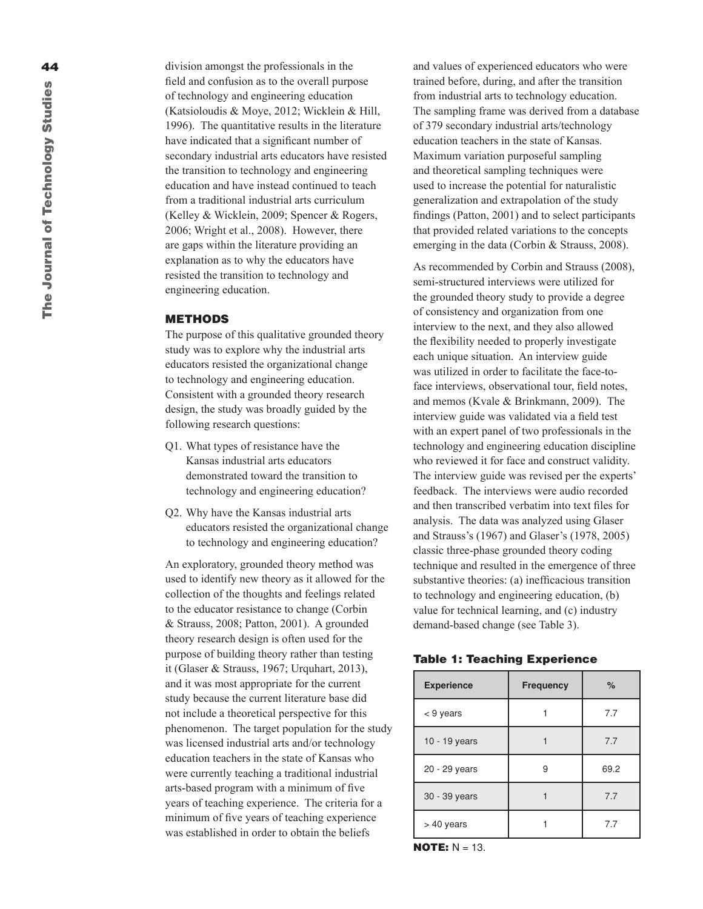division amongst the professionals in the field and confusion as to the overall purpose of technology and engineering education (Katsioloudis & Moye, 2012; Wicklein & Hill, 1996). The quantitative results in the literature have indicated that a significant number of secondary industrial arts educators have resisted the transition to technology and engineering education and have instead continued to teach from a traditional industrial arts curriculum (Kelley & Wicklein, 2009; Spencer & Rogers, 2006; Wright et al., 2008). However, there are gaps within the literature providing an explanation as to why the educators have resisted the transition to technology and engineering education.

## METHODS

The purpose of this qualitative grounded theory study was to explore why the industrial arts educators resisted the organizational change to technology and engineering education. Consistent with a grounded theory research design, the study was broadly guided by the following research questions:

- Q1. What types of resistance have the Kansas industrial arts educators demonstrated toward the transition to technology and engineering education?
- Q2. Why have the Kansas industrial arts educators resisted the organizational change to technology and engineering education?

An exploratory, grounded theory method was used to identify new theory as it allowed for the collection of the thoughts and feelings related to the educator resistance to change (Corbin & Strauss, 2008; Patton, 2001). A grounded theory research design is often used for the purpose of building theory rather than testing it (Glaser & Strauss, 1967; Urquhart, 2013), and it was most appropriate for the current study because the current literature base did not include a theoretical perspective for this phenomenon. The target population for the study was licensed industrial arts and/or technology education teachers in the state of Kansas who were currently teaching a traditional industrial arts-based program with a minimum of five years of teaching experience. The criteria for a minimum of five years of teaching experience was established in order to obtain the beliefs and values of experienced educators who were trained before, during, and after the transition from industrial arts to technology education. The sampling frame was derived from a database of 379 secondary industrial arts/technology education teachers in the state of Kansas. Maximum variation purposeful sampling and theoretical sampling techniques were used to increase the potential for naturalistic generalization and extrapolation of the study findings (Patton, 2001) and to select participants that provided related variations to the concepts emerging in the data (Corbin & Strauss, 2008).

As recommended by Corbin and Strauss (2008), semi-structured interviews were utilized for the grounded theory study to provide a degree of consistency and organization from one interview to the next, and they also allowed the flexibility needed to properly investigate each unique situation. An interview guide was utilized in order to facilitate the face-to-face interviews, observational tour, field notes, and memos (Kvale & Brinkmann, 2009). The interview guide was validated via a field test with an expert panel of two professionals in the technology and engineering education discipline who reviewed it for face and construct validity. The interview guide was revised per the experts' feedback. The interviews were audio recorded and then transcribed verbatim into text files for analysis. The data was analyzed using Glaser and Strauss's (1967) and Glaser's (1978, 2005) classic three-phase grounded theory coding technique and resulted in the emergence of three substantive theories: (a) inefficacious transition to technology and engineering education, (b) value for technical learning, and (c) industry demand-based change (see Table 3).

**Table 1: Teaching Experience**

| Experience | Frequency | % |
|---|---|---|
| < 9 years | 1 | 7.7 |
| 10 - 19 years | 1 | 7.7 |
| 20 - 29 years | 9 | 69.2 |
| 30 - 39 years | 1 | 7.7 |
| > 40 years | 1 | 7.7 |

**NOTE:** N = 13.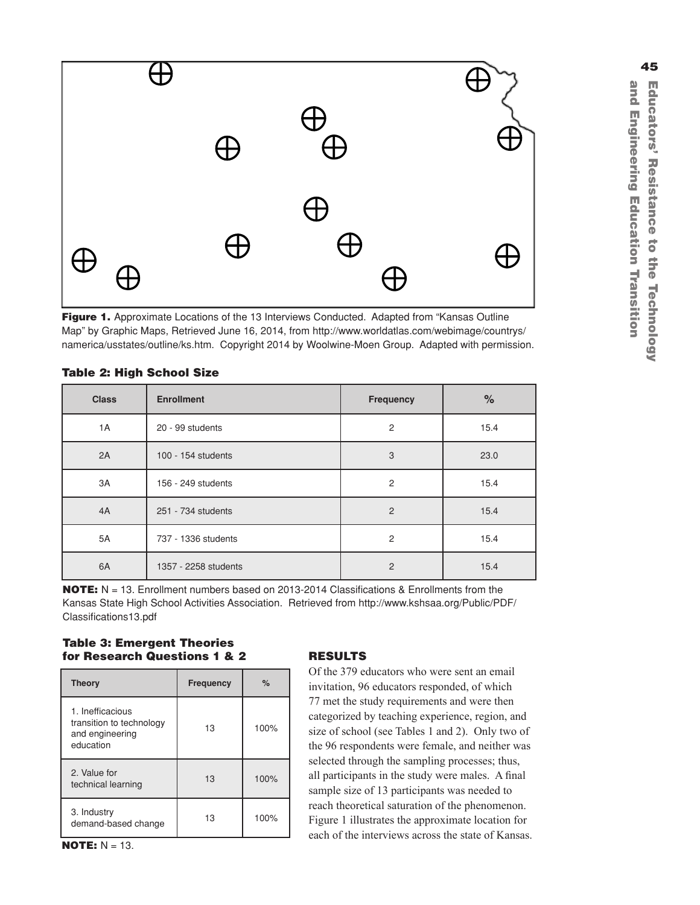**Figure 1.** Approximate Locations of the 13 Interviews Conducted. Adapted from "Kansas Outline Map" by Graphic Maps, Retrieved June 16, 2014, from http://www.worldatlas.com/webimage/countrys/namerica/usstates/outline/ks.htm. Copyright 2014 by Woolwine-Moen Group. Adapted with permission.

**Table 2: High School Size**

| Class | Enrollment | Frequency | % |
|---|---|---|---|
| 1A | 20 - 99 students | 2 | 15.4 |
| 2A | 100 - 154 students | 3 | 23.0 |
| 3A | 156 - 249 students | 2 | 15.4 |
| 4A | 251 - 734 students | 2 | 15.4 |
| 5A | 737 - 1336 students | 2 | 15.4 |
| 6A | 1357 - 2258 students | 2 | 15.4 |

**NOTE:** N = 13. Enrollment numbers based on 2013-2014 Classifications & Enrollments from the Kansas State High School Activities Association. Retrieved from http://www.kshsaa.org/Public/PDF/Classifications13.pdf

**Table 3: Emergent Theories for Research Questions 1 & 2**

| Theory | Frequency | % |
|---|---|---|
| 1. Inefficacious transition to technology and engineering education | 13 | 100% |
| 2. Value for technical learning | 13 | 100% |
| 3. Industry demand-based change | 13 | 100% |

**NOTE:** N = 13.

## RESULTS

Of the 379 educators who were sent an email invitation, 96 educators responded, of which 77 met the study requirements and were then categorized by teaching experience, region, and size of school (see Tables 1 and 2). Only two of the 96 respondents were female, and neither was selected through the sampling processes; thus, all participants in the study were males. A final sample size of 13 participants was needed to reach theoretical saturation of the phenomenon. Figure 1 illustrates the approximate location for each of the interviews across the state of Kansas.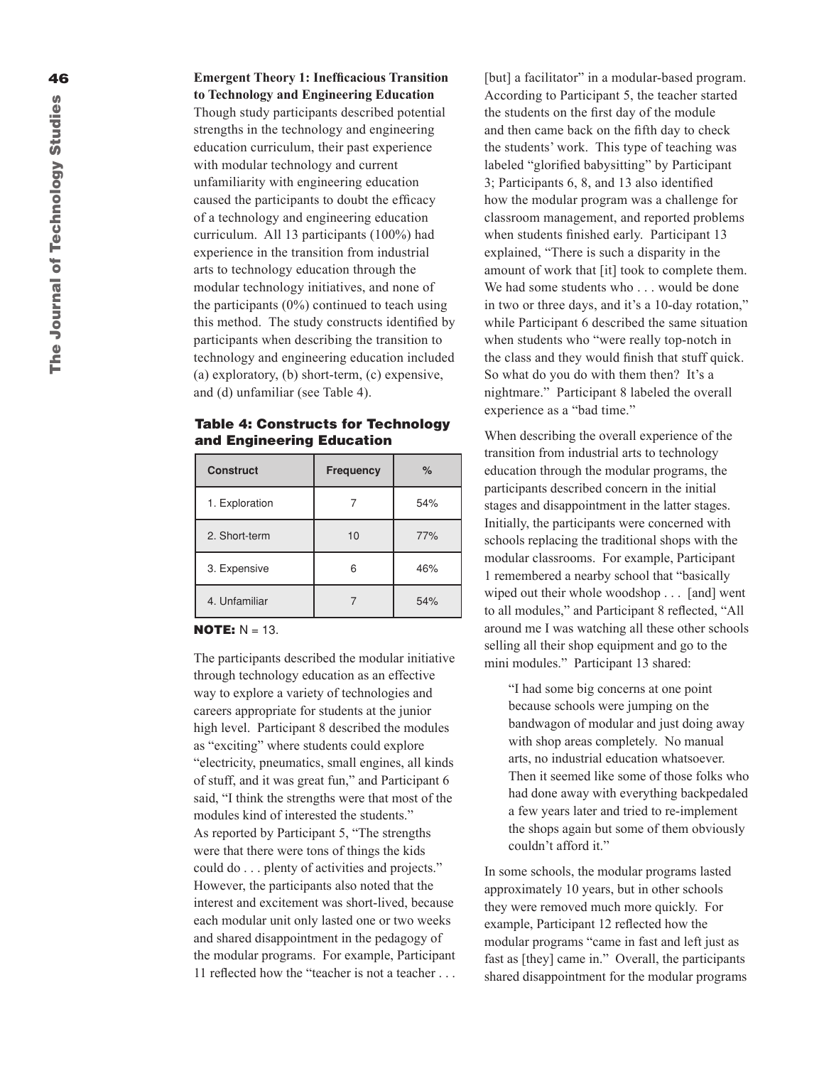**Emergent Theory 1: Inefficacious Transition to Technology and Engineering Education**

Though study participants described potential strengths in the technology and engineering education curriculum, their past experience with modular technology and current unfamiliarity with engineering education caused the participants to doubt the efficacy of a technology and engineering education curriculum. All 13 participants (100%) had experience in the transition from industrial arts to technology education through the modular technology initiatives, and none of the participants (0%) continued to teach using this method. The study constructs identified by participants when describing the transition to technology and engineering education included (a) exploratory, (b) short-term, (c) expensive, and (d) unfamiliar (see Table 4).

**Table 4: Constructs for Technology and Engineering Education**

| Construct | Frequency | % |
|---|---|---|
| 1. Exploration | 7 | 54% |
| 2. Short-term | 10 | 77% |
| 3. Expensive | 6 | 46% |
| 4. Unfamiliar | 7 | 54% |

**NOTE:** N = 13.

The participants described the modular initiative through technology education as an effective way to explore a variety of technologies and careers appropriate for students at the junior high level. Participant 8 described the modules as "exciting" where students could explore "electricity, pneumatics, small engines, all kinds of stuff, and it was great fun," and Participant 6 said, "I think the strengths were that most of the modules kind of interested the students." As reported by Participant 5, "The strengths were that there were tons of things the kids could do . . . plenty of activities and projects." However, the participants also noted that the interest and excitement was short-lived, because each modular unit only lasted one or two weeks and shared disappointment in the pedagogy of the modular programs. For example, Participant 11 reflected how the "teacher is not a teacher . . . [but] a facilitator" in a modular-based program. According to Participant 5, the teacher started the students on the first day of the module and then came back on the fifth day to check the students' work. This type of teaching was labeled "glorified babysitting" by Participant 3; Participants 6, 8, and 13 also identified how the modular program was a challenge for classroom management, and reported problems when students finished early. Participant 13 explained, "There is such a disparity in the amount of work that [it] took to complete them. We had some students who . . . would be done in two or three days, and it's a 10-day rotation," while Participant 6 described the same situation when students who "were really top-notch in the class and they would finish that stuff quick. So what do you do with them then? It's a nightmare." Participant 8 labeled the overall experience as a "bad time."

When describing the overall experience of the transition from industrial arts to technology education through the modular programs, the participants described concern in the initial stages and disappointment in the latter stages. Initially, the participants were concerned with schools replacing the traditional shops with the modular classrooms. For example, Participant 1 remembered a nearby school that "basically wiped out their whole woodshop . . . [and] went to all modules," and Participant 8 reflected, "All around me I was watching all these other schools selling all their shop equipment and go to the mini modules." Participant 13 shared:

> "I had some big concerns at one point because schools were jumping on the bandwagon of modular and just doing away with shop areas completely. No manual arts, no industrial education whatsoever. Then it seemed like some of those folks who had done away with everything backpedaled a few years later and tried to re-implement the shops again but some of them obviously couldn't afford it."

In some schools, the modular programs lasted approximately 10 years, but in other schools they were removed much more quickly. For example, Participant 12 reflected how the modular programs "came in fast and left just as fast as [they] came in." Overall, the participants shared disappointment for the modular programs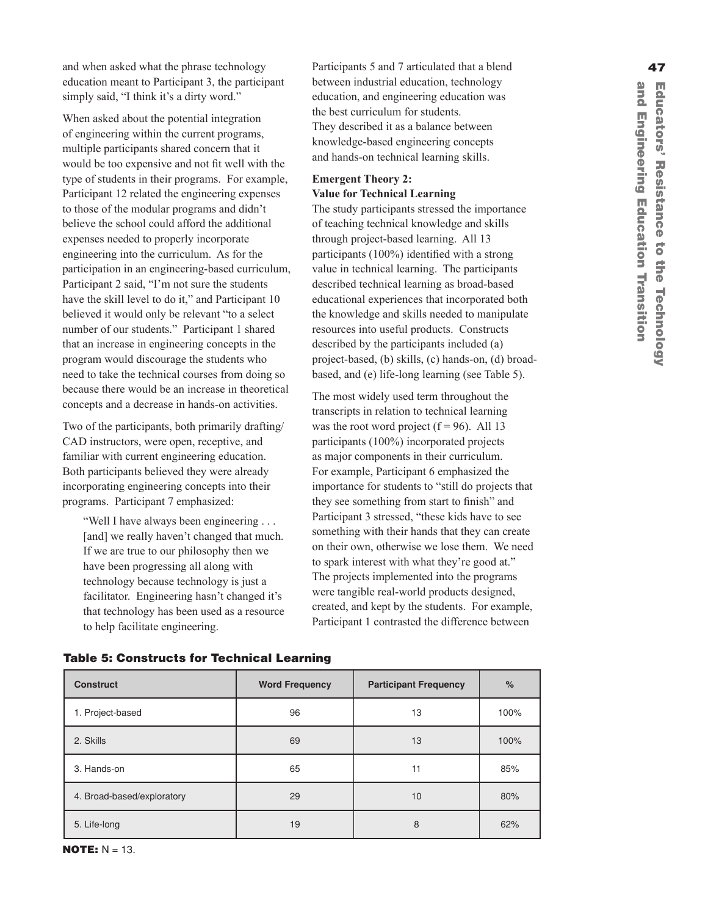and when asked what the phrase technology education meant to Participant 3, the participant simply said, "I think it's a dirty word."

When asked about the potential integration of engineering within the current programs, multiple participants shared concern that it would be too expensive and not fit well with the type of students in their programs. For example, Participant 12 related the engineering expenses to those of the modular programs and didn't believe the school could afford the additional expenses needed to properly incorporate engineering into the curriculum. As for the participation in an engineering-based curriculum, Participant 2 said, "I'm not sure the students have the skill level to do it," and Participant 10 believed it would only be relevant "to a select number of our students." Participant 1 shared that an increase in engineering concepts in the program would discourage the students who need to take the technical courses from doing so because there would be an increase in theoretical concepts and a decrease in hands-on activities.

Two of the participants, both primarily drafting/CAD instructors, were open, receptive, and familiar with current engineering education. Both participants believed they were already incorporating engineering concepts into their programs. Participant 7 emphasized:

> "Well I have always been engineering . . . [and] we really haven't changed that much. If we are true to our philosophy then we have been progressing all along with technology because technology is just a facilitator. Engineering hasn't changed it's that technology has been used as a resource to help facilitate engineering.

Participants 5 and 7 articulated that a blend between industrial education, technology education, and engineering education was the best curriculum for students. They described it as a balance between knowledge-based engineering concepts and hands-on technical learning skills.

**Emergent Theory 2:**
**Value for Technical Learning**

The study participants stressed the importance of teaching technical knowledge and skills through project-based learning. All 13 participants (100%) identified with a strong value in technical learning. The participants described technical learning as broad-based educational experiences that incorporated both the knowledge and skills needed to manipulate resources into useful products. Constructs described by the participants included (a) project-based, (b) skills, (c) hands-on, (d) broad-based, and (e) life-long learning (see Table 5).

The most widely used term throughout the transcripts in relation to technical learning was the root word project (f = 96). All 13 participants (100%) incorporated projects as major components in their curriculum. For example, Participant 6 emphasized the importance for students to "still do projects that they see something from start to finish" and Participant 3 stressed, "these kids have to see something with their hands that they can create on their own, otherwise we lose them. We need to spark interest with what they're good at." The projects implemented into the programs were tangible real-world products designed, created, and kept by the students. For example, Participant 1 contrasted the difference between

**Table 5: Constructs for Technical Learning**

| Construct | Word Frequency | Participant Frequency | % |
|---|---|---|---|
| 1. Project-based | 96 | 13 | 100% |
| 2. Skills | 69 | 13 | 100% |
| 3. Hands-on | 65 | 11 | 85% |
| 4. Broad-based/exploratory | 29 | 10 | 80% |
| 5. Life-long | 19 | 8 | 62% |

**NOTE:** N = 13.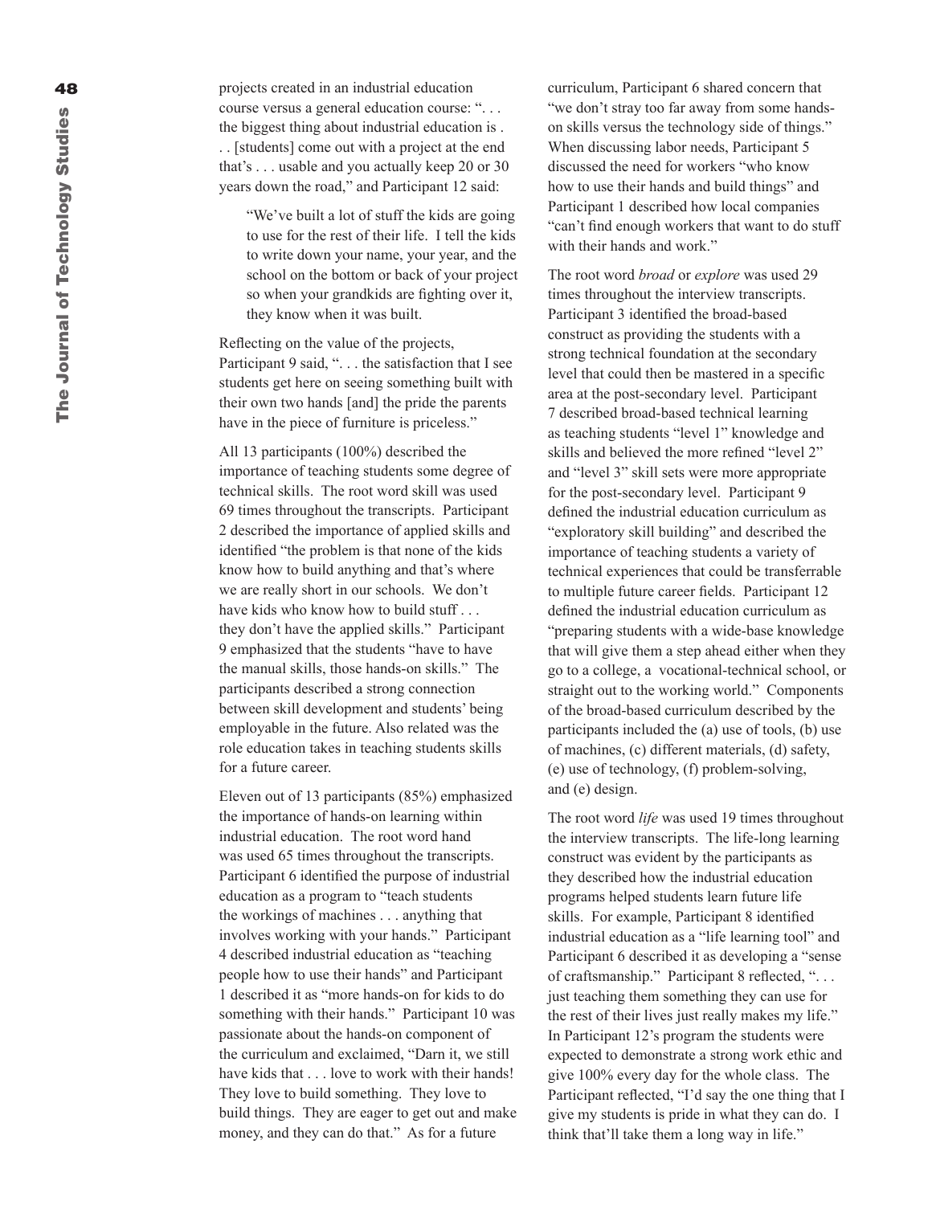projects created in an industrial education course versus a general education course: ". . . the biggest thing about industrial education is . . . [students] come out with a project at the end that's . . . usable and you actually keep 20 or 30 years down the road," and Participant 12 said:

> "We've built a lot of stuff the kids are going to use for the rest of their life. I tell the kids to write down your name, your year, and the school on the bottom or back of your project so when your grandkids are fighting over it, they know when it was built.

Reflecting on the value of the projects, Participant 9 said, ". . . the satisfaction that I see students get here on seeing something built with their own two hands [and] the pride the parents have in the piece of furniture is priceless."

All 13 participants (100%) described the importance of teaching students some degree of technical skills. The root word skill was used 69 times throughout the transcripts. Participant 2 described the importance of applied skills and identified "the problem is that none of the kids know how to build anything and that's where we are really short in our schools. We don't have kids who know how to build stuff . . . they don't have the applied skills." Participant 9 emphasized that the students "have to have the manual skills, those hands-on skills." The participants described a strong connection between skill development and students' being employable in the future. Also related was the role education takes in teaching students skills for a future career.

Eleven out of 13 participants (85%) emphasized the importance of hands-on learning within industrial education. The root word hand was used 65 times throughout the transcripts. Participant 6 identified the purpose of industrial education as a program to "teach students the workings of machines . . . anything that involves working with your hands." Participant 4 described industrial education as "teaching people how to use their hands" and Participant 1 described it as "more hands-on for kids to do something with their hands." Participant 10 was passionate about the hands-on component of the curriculum and exclaimed, "Darn it, we still have kids that . . . love to work with their hands! They love to build something. They love to build things. They are eager to get out and make money, and they can do that." As for a future curriculum, Participant 6 shared concern that "we don't stray too far away from some hands-on skills versus the technology side of things." When discussing labor needs, Participant 5 discussed the need for workers "who know how to use their hands and build things" and Participant 1 described how local companies "can't find enough workers that want to do stuff with their hands and work."

The root word *broad* or *explore* was used 29 times throughout the interview transcripts. Participant 3 identified the broad-based construct as providing the students with a strong technical foundation at the secondary level that could then be mastered in a specific area at the post-secondary level. Participant 7 described broad-based technical learning as teaching students "level 1" knowledge and skills and believed the more refined "level 2" and "level 3" skill sets were more appropriate for the post-secondary level. Participant 9 defined the industrial education curriculum as "exploratory skill building" and described the importance of teaching students a variety of technical experiences that could be transferrable to multiple future career fields. Participant 12 defined the industrial education curriculum as "preparing students with a wide-base knowledge that will give them a step ahead either when they go to a college, a vocational-technical school, or straight out to the working world." Components of the broad-based curriculum described by the participants included the (a) use of tools, (b) use of machines, (c) different materials, (d) safety, (e) use of technology, (f) problem-solving, and (e) design.

The root word *life* was used 19 times throughout the interview transcripts. The life-long learning construct was evident by the participants as they described how the industrial education programs helped students learn future life skills. For example, Participant 8 identified industrial education as a "life learning tool" and Participant 6 described it as developing a "sense of craftsmanship." Participant 8 reflected, ". . . just teaching them something they can use for the rest of their lives just really makes my life." In Participant 12's program the students were expected to demonstrate a strong work ethic and give 100% every day for the whole class. The Participant reflected, "I'd say the one thing that I give my students is pride in what they can do. I think that'll take them a long way in life."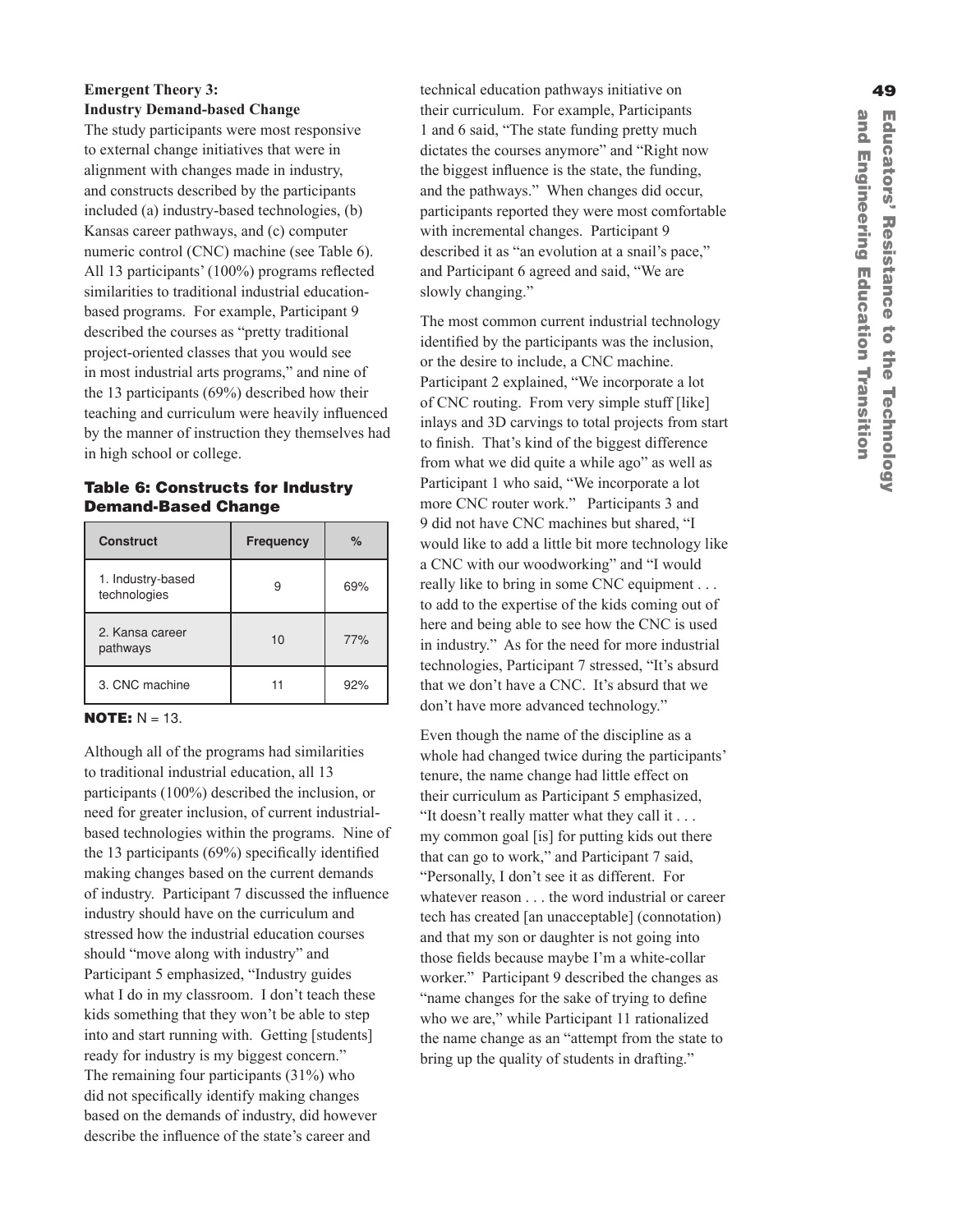### Emergent Theory 3: Industry Demand-based Change

The study participants were most responsive to external change initiatives that were in alignment with changes made in industry, and constructs described by the participants included (a) industry-based technologies, (b) Kansas career pathways, and (c) computer numeric control (CNC) machine (see Table 6). All 13 participants' (100%) programs reflected similarities to traditional industrial education-based programs. For example, Participant 9 described the courses as "pretty traditional project-oriented classes that you would see in most industrial arts programs," and nine of the 13 participants (69%) described how their teaching and curriculum were heavily influenced by the manner of instruction they themselves had in high school or college.

**Table 6: Constructs for Industry Demand-Based Change**

| Construct | Frequency | % |
|---|---|---|
| 1. Industry-based technologies | 9 | 69% |
| 2. Kansa career pathways | 10 | 77% |
| 3. CNC machine | 11 | 92% |

**NOTE:** N = 13.

Although all of the programs had similarities to traditional industrial education, all 13 participants (100%) described the inclusion, or need for greater inclusion, of current industrial-based technologies within the programs. Nine of the 13 participants (69%) specifically identified making changes based on the current demands of industry. Participant 7 discussed the influence industry should have on the curriculum and stressed how the industrial education courses should "move along with industry" and Participant 5 emphasized, "Industry guides what I do in my classroom. I don't teach these kids something that they won't be able to step into and start running with. Getting [students] ready for industry is my biggest concern." The remaining four participants (31%) who did not specifically identify making changes based on the demands of industry, did however describe the influence of the state's career and technical education pathways initiative on their curriculum. For example, Participants 1 and 6 said, "The state funding pretty much dictates the courses anymore" and "Right now the biggest influence is the state, the funding, and the pathways." When changes did occur, participants reported they were most comfortable with incremental changes. Participant 9 described it as "an evolution at a snail's pace," and Participant 6 agreed and said, "We are slowly changing."

The most common current industrial technology identified by the participants was the inclusion, or the desire to include, a CNC machine. Participant 2 explained, "We incorporate a lot of CNC routing. From very simple stuff [like] inlays and 3D carvings to total projects from start to finish. That's kind of the biggest difference from what we did quite a while ago" as well as Participant 1 who said, "We incorporate a lot more CNC router work." Participants 3 and 9 did not have CNC machines but shared, "I would like to add a little bit more technology like a CNC with our woodworking" and "I would really like to bring in some CNC equipment . . . to add to the expertise of the kids coming out of here and being able to see how the CNC is used in industry." As for the need for more industrial technologies, Participant 7 stressed, "It's absurd that we don't have a CNC. It's absurd that we don't have more advanced technology."

Even though the name of the discipline as a whole had changed twice during the participants' tenure, the name change had little effect on their curriculum as Participant 5 emphasized, "It doesn't really matter what they call it . . . my common goal [is] for putting kids out there that can go to work," and Participant 7 said, "Personally, I don't see it as different. For whatever reason . . . the word industrial or career tech has created [an unacceptable] (connotation) and that my son or daughter is not going into those fields because maybe I'm a white-collar worker." Participant 9 described the changes as "name changes for the sake of trying to define who we are," while Participant 11 rationalized the name change as an "attempt from the state to bring up the quality of students in drafting."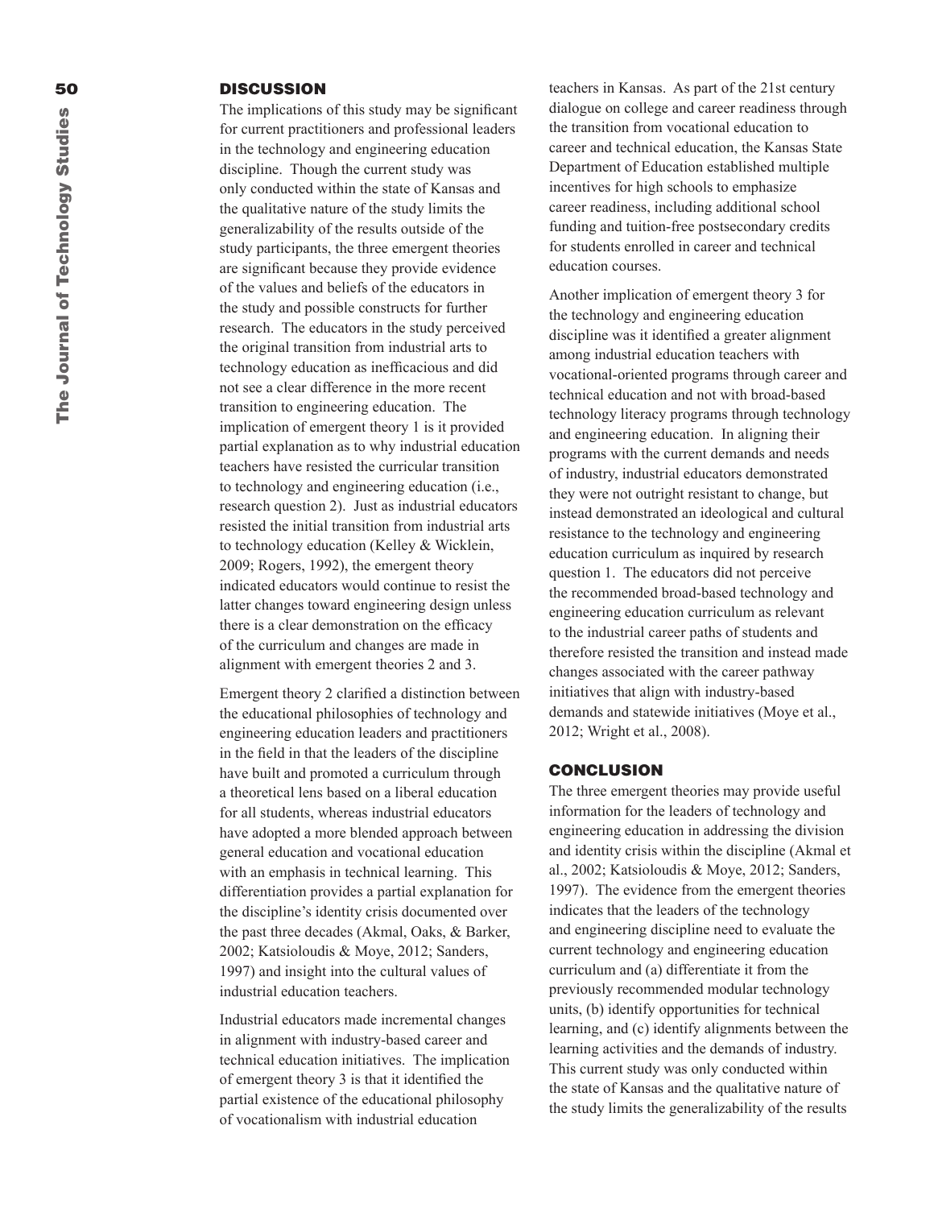## DISCUSSION

The implications of this study may be significant for current practitioners and professional leaders in the technology and engineering education discipline. Though the current study was only conducted within the state of Kansas and the qualitative nature of the study limits the generalizability of the results outside of the study participants, the three emergent theories are significant because they provide evidence of the values and beliefs of the educators in the study and possible constructs for further research. The educators in the study perceived the original transition from industrial arts to technology education as inefficacious and did not see a clear difference in the more recent transition to engineering education. The implication of emergent theory 1 is it provided partial explanation as to why industrial education teachers have resisted the curricular transition to technology and engineering education (i.e., research question 2). Just as industrial educators resisted the initial transition from industrial arts to technology education (Kelley & Wicklein, 2009; Rogers, 1992), the emergent theory indicated educators would continue to resist the latter changes toward engineering design unless there is a clear demonstration on the efficacy of the curriculum and changes are made in alignment with emergent theories 2 and 3.

Emergent theory 2 clarified a distinction between the educational philosophies of technology and engineering education leaders and practitioners in the field in that the leaders of the discipline have built and promoted a curriculum through a theoretical lens based on a liberal education for all students, whereas industrial educators have adopted a more blended approach between general education and vocational education with an emphasis in technical learning. This differentiation provides a partial explanation for the discipline's identity crisis documented over the past three decades (Akmal, Oaks, & Barker, 2002; Katsioloudis & Moye, 2012; Sanders, 1997) and insight into the cultural values of industrial education teachers.

Industrial educators made incremental changes in alignment with industry-based career and technical education initiatives. The implication of emergent theory 3 is that it identified the partial existence of the educational philosophy of vocationalism with industrial education teachers in Kansas. As part of the 21st century dialogue on college and career readiness through the transition from vocational education to career and technical education, the Kansas State Department of Education established multiple incentives for high schools to emphasize career readiness, including additional school funding and tuition-free postsecondary credits for students enrolled in career and technical education courses.

Another implication of emergent theory 3 for the technology and engineering education discipline was it identified a greater alignment among industrial education teachers with vocational-oriented programs through career and technical education and not with broad-based technology literacy programs through technology and engineering education. In aligning their programs with the current demands and needs of industry, industrial educators demonstrated they were not outright resistant to change, but instead demonstrated an ideological and cultural resistance to the technology and engineering education curriculum as inquired by research question 1. The educators did not perceive the recommended broad-based technology and engineering education curriculum as relevant to the industrial career paths of students and therefore resisted the transition and instead made changes associated with the career pathway initiatives that align with industry-based demands and statewide initiatives (Moye et al., 2012; Wright et al., 2008).

## CONCLUSION

The three emergent theories may provide useful information for the leaders of technology and engineering education in addressing the division and identity crisis within the discipline (Akmal et al., 2002; Katsioloudis & Moye, 2012; Sanders, 1997). The evidence from the emergent theories indicates that the leaders of the technology and engineering discipline need to evaluate the current technology and engineering education curriculum and (a) differentiate it from the previously recommended modular technology units, (b) identify opportunities for technical learning, and (c) identify alignments between the learning activities and the demands of industry. This current study was only conducted within the state of Kansas and the qualitative nature of the study limits the generalizability of the results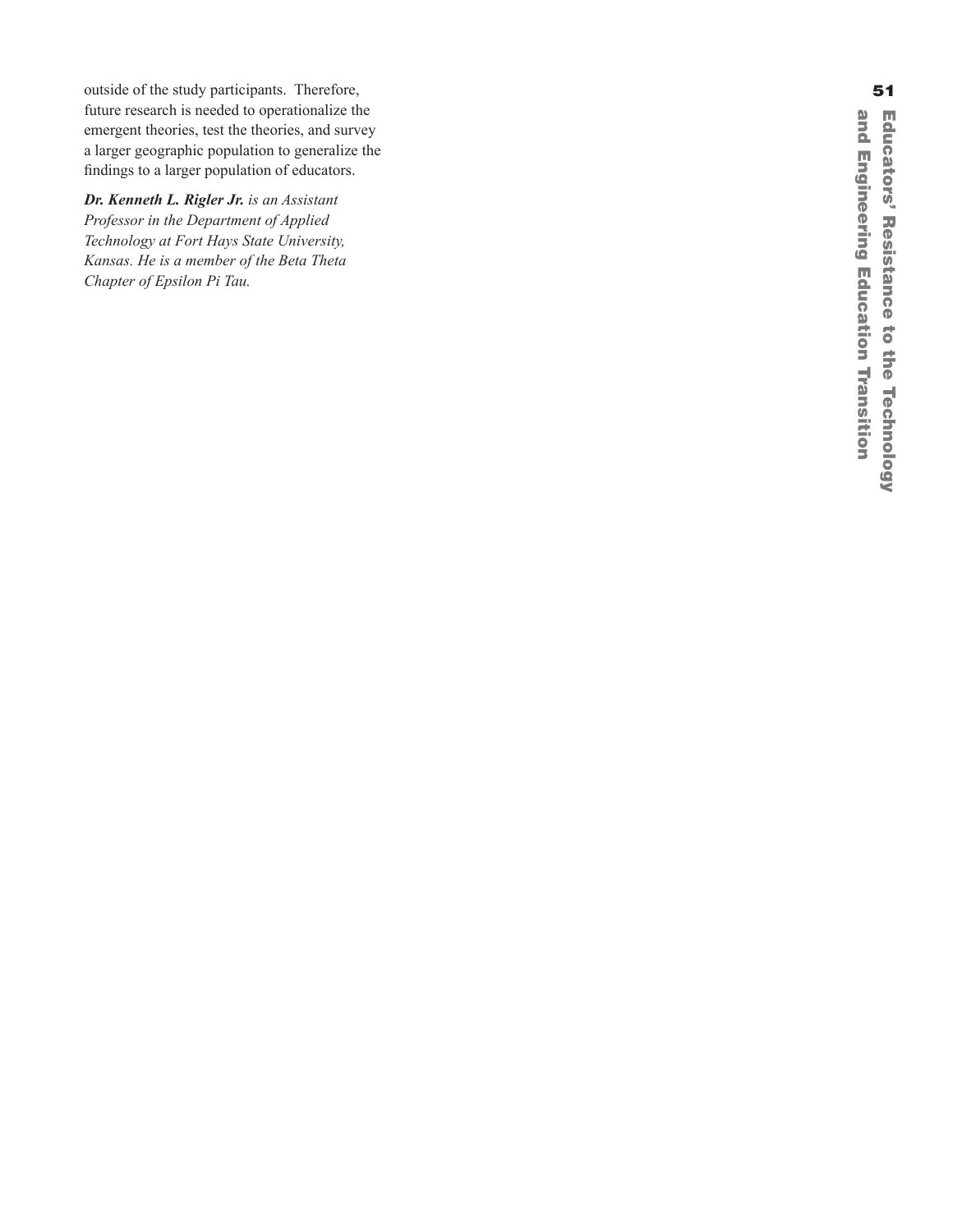outside of the study participants. Therefore, future research is needed to operationalize the emergent theories, test the theories, and survey a larger geographic population to generalize the findings to a larger population of educators.

***Dr. Kenneth L. Rigler Jr.*** *is an Assistant Professor in the Department of Applied Technology at Fort Hays State University, Kansas. He is a member of the Beta Theta Chapter of Epsilon Pi Tau.*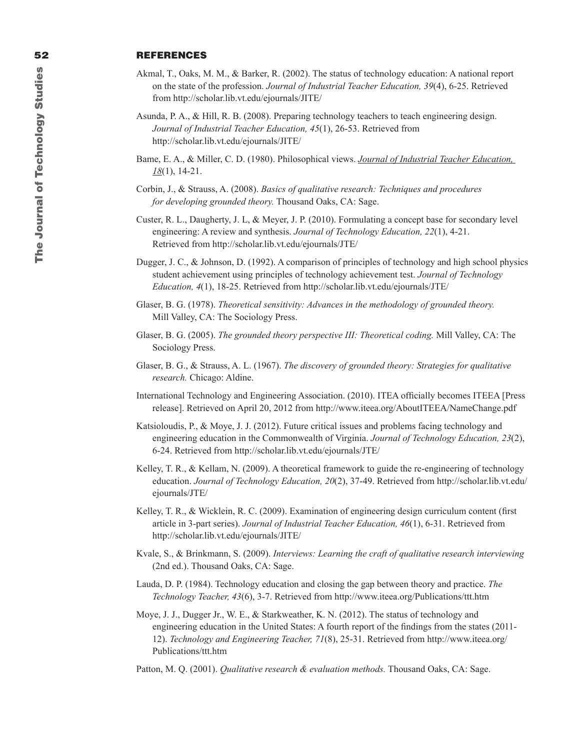## REFERENCES

Akmal, T., Oaks, M. M., & Barker, R. (2002). The status of technology education: A national report on the state of the profession. *Journal of Industrial Teacher Education, 39*(4), 6-25. Retrieved from http://scholar.lib.vt.edu/ejournals/JITE/

Asunda, P. A., & Hill, R. B. (2008). Preparing technology teachers to teach engineering design. *Journal of Industrial Teacher Education, 45*(1), 26-53. Retrieved from http://scholar.lib.vt.edu/ejournals/JITE/

Bame, E. A., & Miller, C. D. (1980). Philosophical views. *Journal of Industrial Teacher Education, 18*(1), 14-21.

Corbin, J., & Strauss, A. (2008). *Basics of qualitative research: Techniques and procedures for developing grounded theory.* Thousand Oaks, CA: Sage.

Custer, R. L., Daugherty, J. L, & Meyer, J. P. (2010). Formulating a concept base for secondary level engineering: A review and synthesis. *Journal of Technology Education, 22*(1), 4-21. Retrieved from http://scholar.lib.vt.edu/ejournals/JTE/

Dugger, J. C., & Johnson, D. (1992). A comparison of principles of technology and high school physics student achievement using principles of technology achievement test. *Journal of Technology Education, 4*(1), 18-25. Retrieved from http://scholar.lib.vt.edu/ejournals/JTE/

Glaser, B. G. (1978). *Theoretical sensitivity: Advances in the methodology of grounded theory.* Mill Valley, CA: The Sociology Press.

Glaser, B. G. (2005). *The grounded theory perspective III: Theoretical coding.* Mill Valley, CA: The Sociology Press.

Glaser, B. G., & Strauss, A. L. (1967). *The discovery of grounded theory: Strategies for qualitative research.* Chicago: Aldine.

International Technology and Engineering Association. (2010). ITEA officially becomes ITEEA [Press release]. Retrieved on April 20, 2012 from http://www.iteea.org/AboutITEEA/NameChange.pdf

Katsioloudis, P., & Moye, J. J. (2012). Future critical issues and problems facing technology and engineering education in the Commonwealth of Virginia. *Journal of Technology Education, 23*(2), 6-24. Retrieved from http://scholar.lib.vt.edu/ejournals/JTE/

Kelley, T. R., & Kellam, N. (2009). A theoretical framework to guide the re-engineering of technology education. *Journal of Technology Education, 20*(2), 37-49. Retrieved from http://scholar.lib.vt.edu/ejournals/JTE/

Kelley, T. R., & Wicklein, R. C. (2009). Examination of engineering design curriculum content (first article in 3-part series). *Journal of Industrial Teacher Education, 46*(1), 6-31. Retrieved from http://scholar.lib.vt.edu/ejournals/JITE/

Kvale, S., & Brinkmann, S. (2009). *Interviews: Learning the craft of qualitative research interviewing* (2nd ed.). Thousand Oaks, CA: Sage.

Lauda, D. P. (1984). Technology education and closing the gap between theory and practice. *The Technology Teacher, 43*(6), 3-7. Retrieved from http://www.iteea.org/Publications/ttt.htm

Moye, J. J., Dugger Jr., W. E., & Starkweather, K. N. (2012). The status of technology and engineering education in the United States: A fourth report of the findings from the states (2011-12). *Technology and Engineering Teacher, 71*(8), 25-31. Retrieved from http://www.iteea.org/Publications/ttt.htm

Patton, M. Q. (2001). *Qualitative research & evaluation methods.* Thousand Oaks, CA: Sage.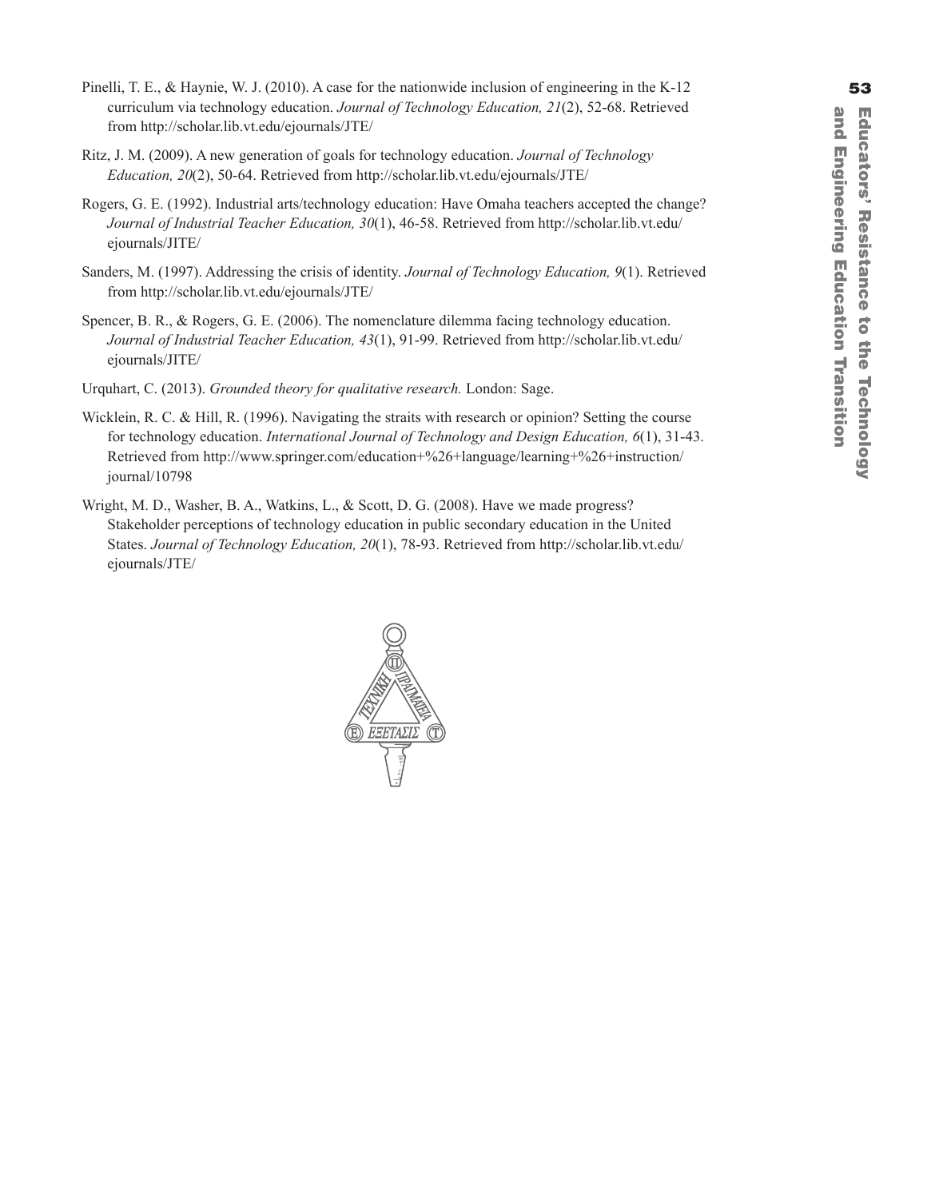Pinelli, T. E., & Haynie, W. J. (2010). A case for the nationwide inclusion of engineering in the K-12 curriculum via technology education. *Journal of Technology Education, 21*(2), 52-68. Retrieved from http://scholar.lib.vt.edu/ejournals/JTE/

Ritz, J. M. (2009). A new generation of goals for technology education. *Journal of Technology Education, 20*(2), 50-64. Retrieved from http://scholar.lib.vt.edu/ejournals/JTE/

Rogers, G. E. (1992). Industrial arts/technology education: Have Omaha teachers accepted the change? *Journal of Industrial Teacher Education, 30*(1), 46-58. Retrieved from http://scholar.lib.vt.edu/ejournals/JITE/

Sanders, M. (1997). Addressing the crisis of identity. *Journal of Technology Education, 9*(1). Retrieved from http://scholar.lib.vt.edu/ejournals/JTE/

Spencer, B. R., & Rogers, G. E. (2006). The nomenclature dilemma facing technology education. *Journal of Industrial Teacher Education, 43*(1), 91-99. Retrieved from http://scholar.lib.vt.edu/ejournals/JITE/

Urquhart, C. (2013). *Grounded theory for qualitative research.* London: Sage.

Wicklein, R. C. & Hill, R. (1996). Navigating the straits with research or opinion? Setting the course for technology education. *International Journal of Technology and Design Education, 6*(1), 31-43. Retrieved from http://www.springer.com/education+%26+language/learning+%26+instruction/journal/10798

Wright, M. D., Washer, B. A., Watkins, L., & Scott, D. G. (2008). Have we made progress? Stakeholder perceptions of technology education in public secondary education in the United States. *Journal of Technology Education, 20*(1), 78-93. Retrieved from http://scholar.lib.vt.edu/ejournals/JTE/